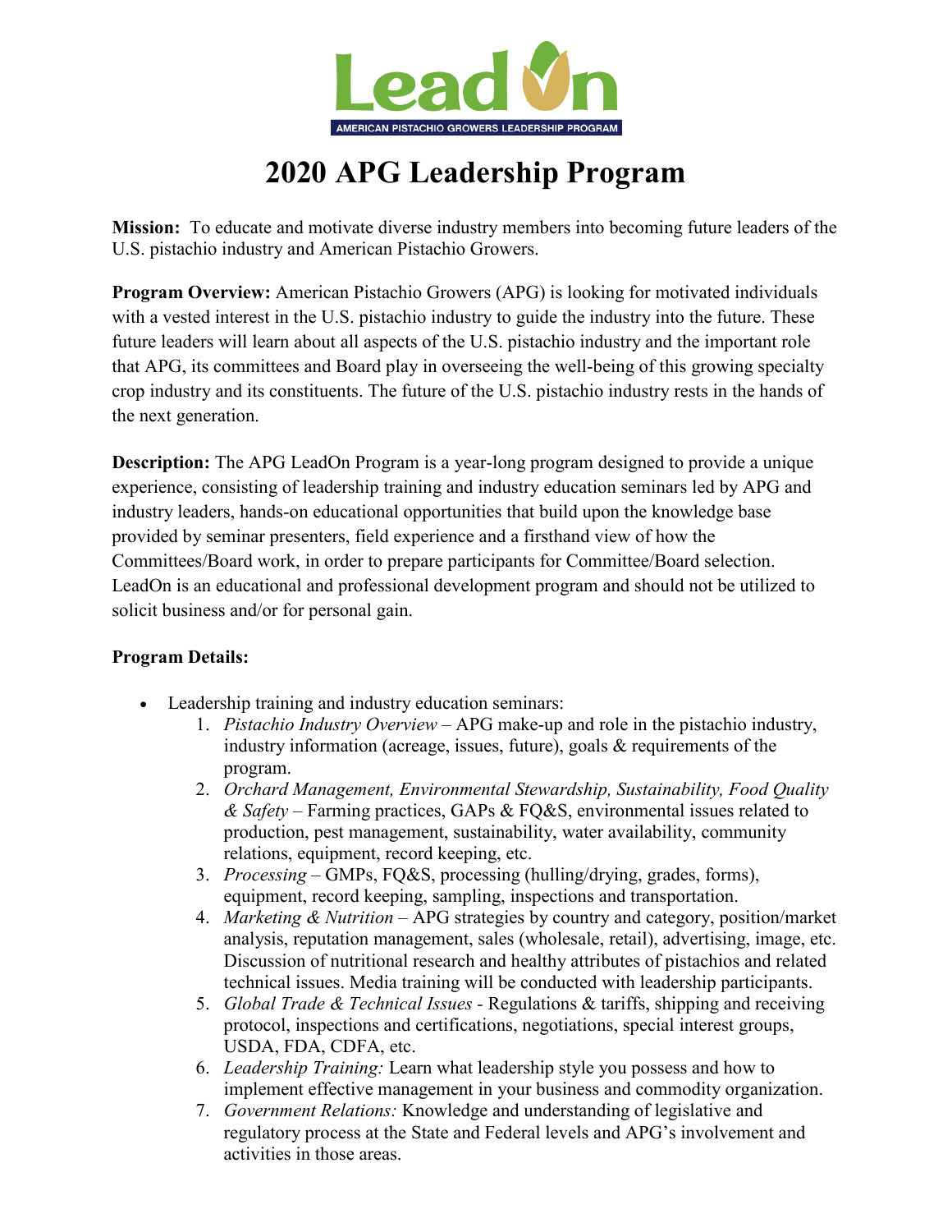LeadOn

AMERICAN PISTACHIO GROWERS LEADERSHIP PROGRAM

# 2020 APG Leadership Program

**Mission:** To educate and motivate diverse industry members into becoming future leaders of the U.S. pistachio industry and American Pistachio Growers.

**Program Overview:** American Pistachio Growers (APG) is looking for motivated individuals with a vested interest in the U.S. pistachio industry to guide the industry into the future. These future leaders will learn about all aspects of the U.S. pistachio industry and the important role that APG, its committees and Board play in overseeing the well-being of this growing specialty crop industry and its constituents. The future of the U.S. pistachio industry rests in the hands of the next generation.

**Description:** The APG LeadOn Program is a year-long program designed to provide a unique experience, consisting of leadership training and industry education seminars led by APG and industry leaders, hands-on educational opportunities that build upon the knowledge base provided by seminar presenters, field experience and a firsthand view of how the Committees/Board work, in order to prepare participants for Committee/Board selection. LeadOn is an educational and professional development program and should not be utilized to solicit business and/or for personal gain.

**Program Details:**

- Leadership training and industry education seminars:
    1. *Pistachio Industry Overview* – APG make-up and role in the pistachio industry, industry information (acreage, issues, future), goals & requirements of the program.
    2. *Orchard Management, Environmental Stewardship, Sustainability, Food Quality & Safety* – Farming practices, GAPs & FQ&S, environmental issues related to production, pest management, sustainability, water availability, community relations, equipment, record keeping, etc.
    3. *Processing* – GMPs, FQ&S, processing (hulling/drying, grades, forms), equipment, record keeping, sampling, inspections and transportation.
    4. *Marketing & Nutrition* – APG strategies by country and category, position/market analysis, reputation management, sales (wholesale, retail), advertising, image, etc. Discussion of nutritional research and healthy attributes of pistachios and related technical issues. Media training will be conducted with leadership participants.
    5. *Global Trade & Technical Issues -* Regulations & tariffs, shipping and receiving protocol, inspections and certifications, negotiations, special interest groups, USDA, FDA, CDFA, etc.
    6. *Leadership Training:* Learn what leadership style you possess and how to implement effective management in your business and commodity organization.
    7. *Government Relations:* Knowledge and understanding of legislative and regulatory process at the State and Federal levels and APG's involvement and activities in those areas.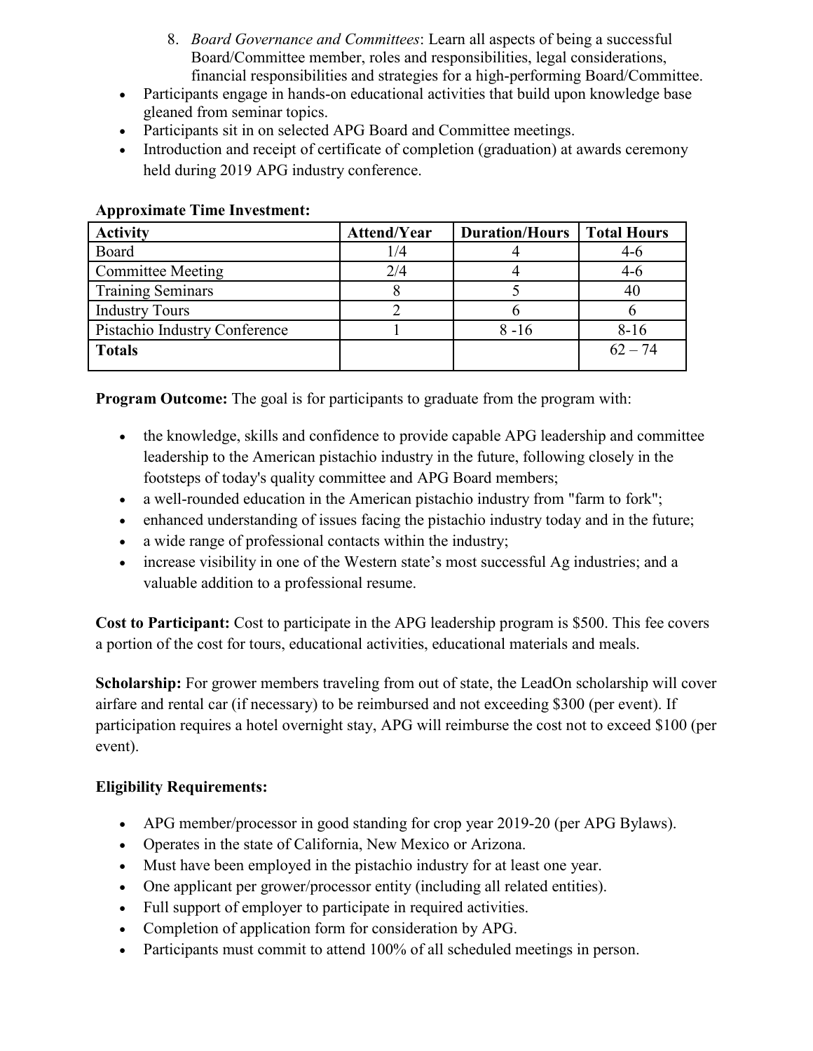8. *Board Governance and Committees*: Learn all aspects of being a successful Board/Committee member, roles and responsibilities, legal considerations, financial responsibilities and strategies for a high-performing Board/Committee.

- Participants engage in hands-on educational activities that build upon knowledge base gleaned from seminar topics.
- Participants sit in on selected APG Board and Committee meetings.
- Introduction and receipt of certificate of completion (graduation) at awards ceremony held during 2019 APG industry conference.

**Approximate Time Investment:**

| Activity | Attend/Year | Duration/Hours | Total Hours |
|---|---|---|---|
| Board | 1/4 | 4 | 4-6 |
| Committee Meeting | 2/4 | 4 | 4-6 |
| Training Seminars | 8 | 5 | 40 |
| Industry Tours | 2 | 6 | 6 |
| Pistachio Industry Conference | 1 | 8 -16 | 8-16 |
| **Totals** | | | 62 – 74 |

**Program Outcome:** The goal is for participants to graduate from the program with:

- the knowledge, skills and confidence to provide capable APG leadership and committee leadership to the American pistachio industry in the future, following closely in the footsteps of today's quality committee and APG Board members;
- a well-rounded education in the American pistachio industry from "farm to fork";
- enhanced understanding of issues facing the pistachio industry today and in the future;
- a wide range of professional contacts within the industry;
- increase visibility in one of the Western state's most successful Ag industries; and a valuable addition to a professional resume.

**Cost to Participant:** Cost to participate in the APG leadership program is $500. This fee covers a portion of the cost for tours, educational activities, educational materials and meals.

**Scholarship:** For grower members traveling from out of state, the LeadOn scholarship will cover airfare and rental car (if necessary) to be reimbursed and not exceeding $300 (per event). If participation requires a hotel overnight stay, APG will reimburse the cost not to exceed $100 (per event).

**Eligibility Requirements:**

- APG member/processor in good standing for crop year 2019-20 (per APG Bylaws).
- Operates in the state of California, New Mexico or Arizona.
- Must have been employed in the pistachio industry for at least one year.
- One applicant per grower/processor entity (including all related entities).
- Full support of employer to participate in required activities.
- Completion of application form for consideration by APG.
- Participants must commit to attend 100% of all scheduled meetings in person.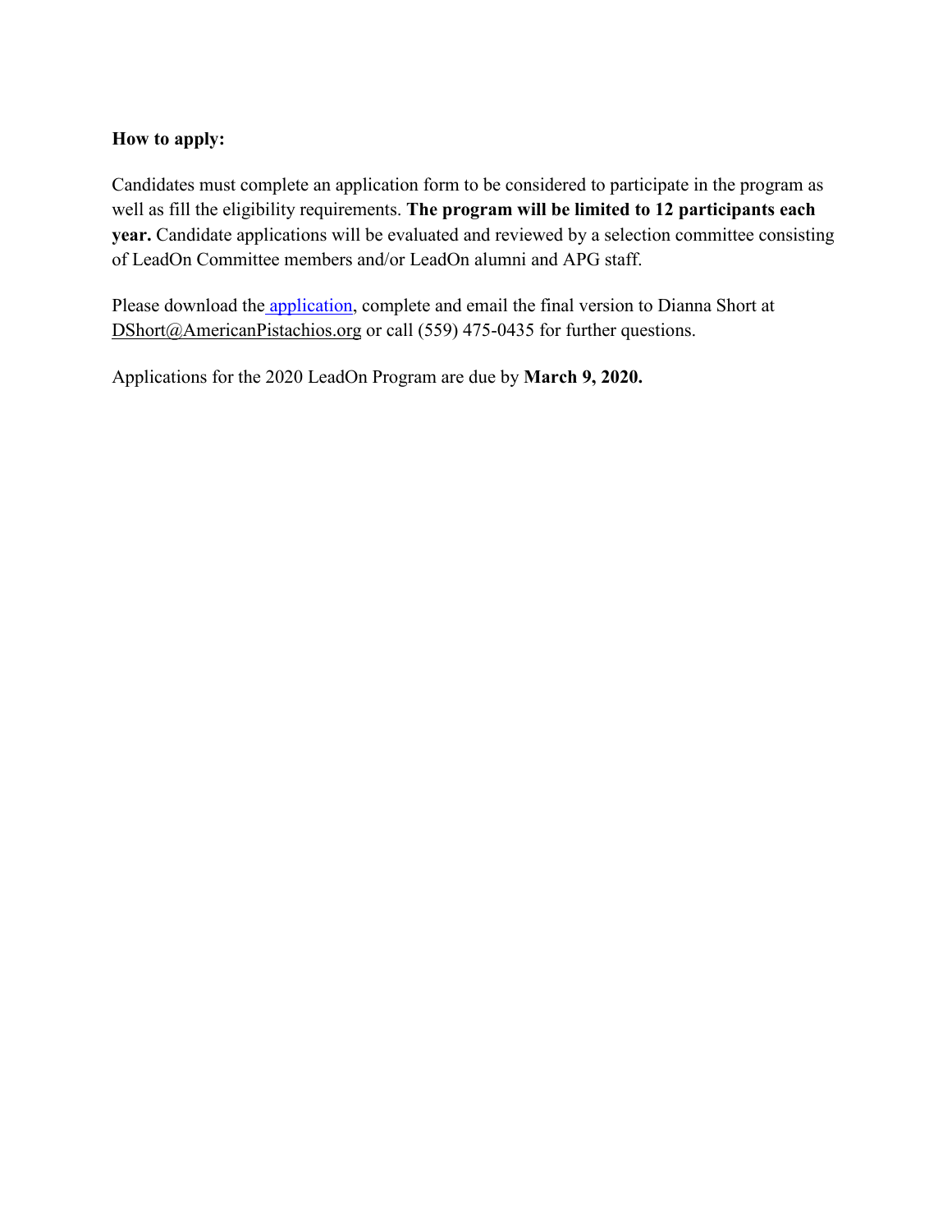**How to apply:**

Candidates must complete an application form to be considered to participate in the program as well as fill the eligibility requirements. **The program will be limited to 12 participants each year.** Candidate applications will be evaluated and reviewed by a selection committee consisting of LeadOn Committee members and/or LeadOn alumni and APG staff.

Please download the application, complete and email the final version to Dianna Short at DShort@AmericanPistachios.org or call (559) 475-0435 for further questions.

Applications for the 2020 LeadOn Program are due by **March 9, 2020.**